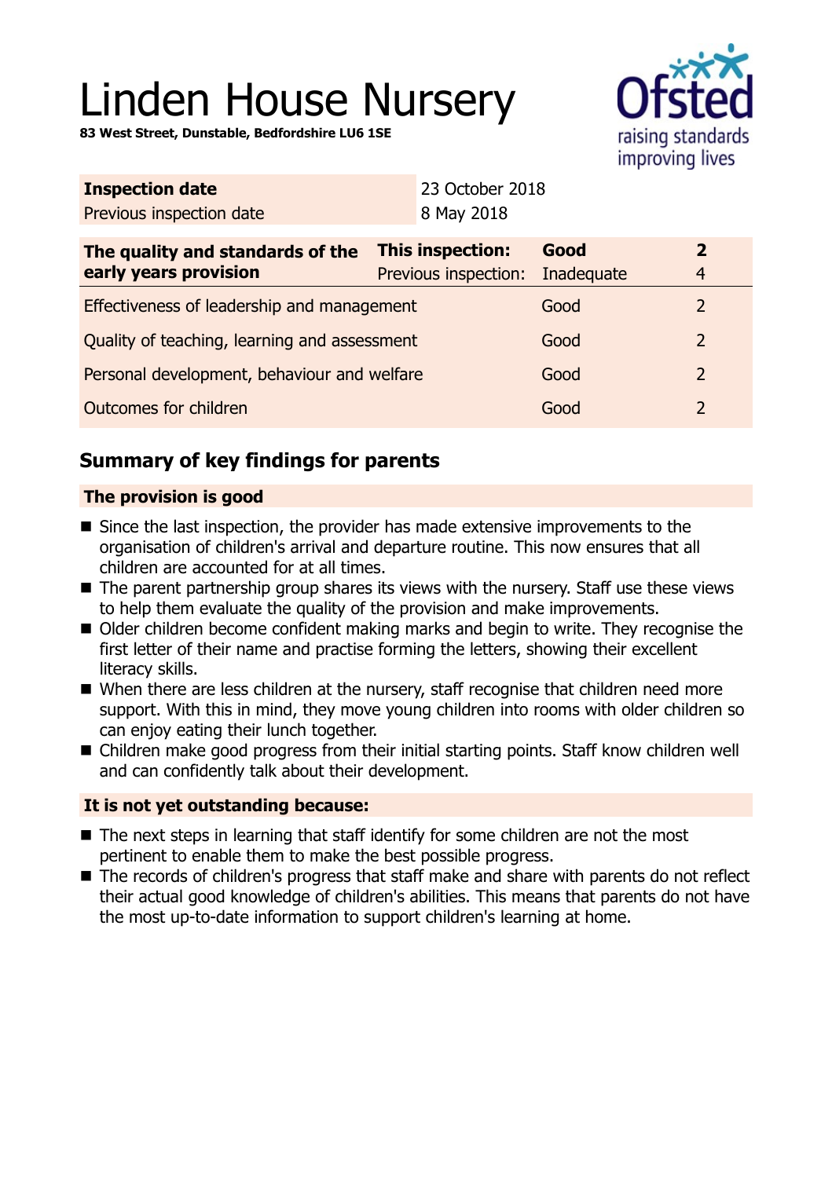# Linden House Nursery

**83 West Street, Dunstable, Bedfordshire LU6 1SE**

| **Inspection date** | 23 October 2018 |
|---|---|
| Previous inspection date | 8 May 2018 |

| **The quality and standards of the early years provision** | **This inspection:** | **Good** | **2** |
|---|---|---|---|
| | Previous inspection: | Inadequate | 4 |
| Effectiveness of leadership and management | | Good | 2 |
| Quality of teaching, learning and assessment | | Good | 2 |
| Personal development, behaviour and welfare | | Good | 2 |
| Outcomes for children | | Good | 2 |

## Summary of key findings for parents

### The provision is good

- Since the last inspection, the provider has made extensive improvements to the organisation of children's arrival and departure routine. This now ensures that all children are accounted for at all times.
- The parent partnership group shares its views with the nursery. Staff use these views to help them evaluate the quality of the provision and make improvements.
- Older children become confident making marks and begin to write. They recognise the first letter of their name and practise forming the letters, showing their excellent literacy skills.
- When there are less children at the nursery, staff recognise that children need more support. With this in mind, they move young children into rooms with older children so can enjoy eating their lunch together.
- Children make good progress from their initial starting points. Staff know children well and can confidently talk about their development.

### It is not yet outstanding because:

- The next steps in learning that staff identify for some children are not the most pertinent to enable them to make the best possible progress.
- The records of children's progress that staff make and share with parents do not reflect their actual good knowledge of children's abilities. This means that parents do not have the most up-to-date information to support children's learning at home.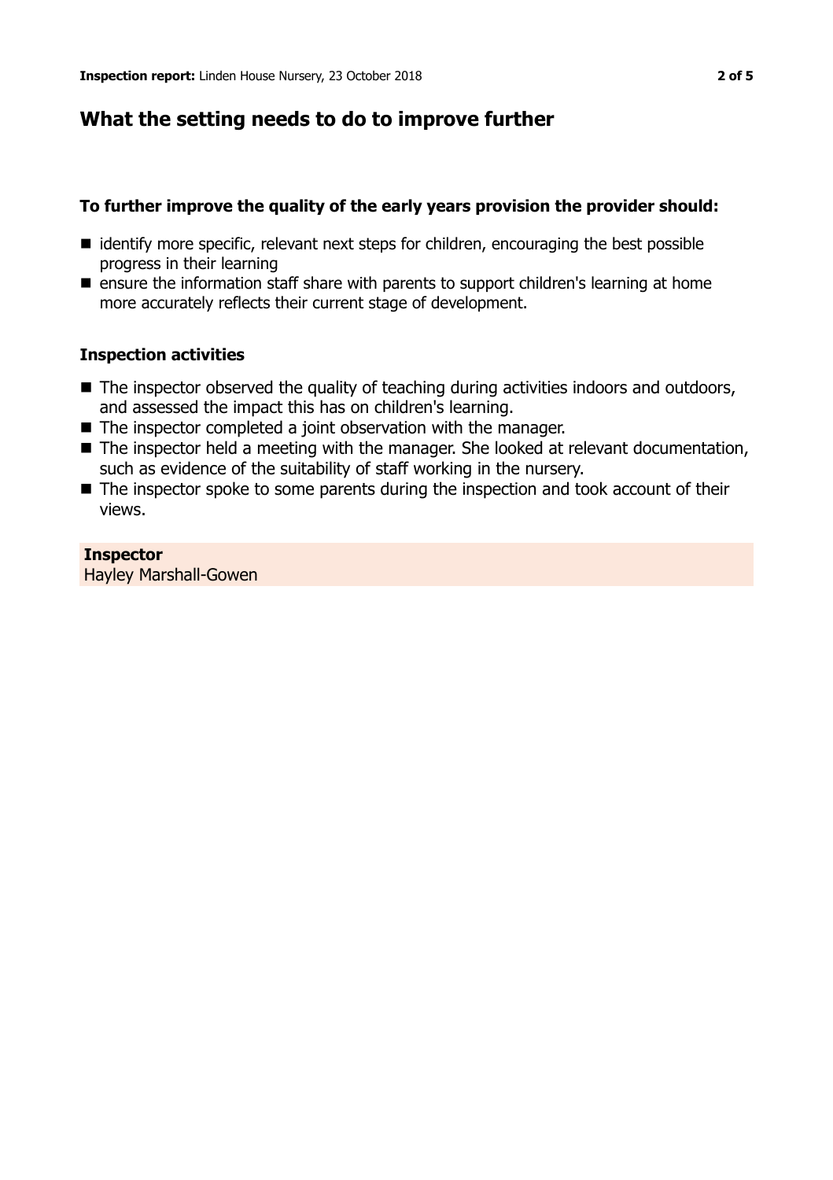## What the setting needs to do to improve further

### To further improve the quality of the early years provision the provider should:

- identify more specific, relevant next steps for children, encouraging the best possible progress in their learning
- ensure the information staff share with parents to support children's learning at home more accurately reflects their current stage of development.

### Inspection activities

- The inspector observed the quality of teaching during activities indoors and outdoors, and assessed the impact this has on children's learning.
- The inspector completed a joint observation with the manager.
- The inspector held a meeting with the manager. She looked at relevant documentation, such as evidence of the suitability of staff working in the nursery.
- The inspector spoke to some parents during the inspection and took account of their views.

**Inspector**
Hayley Marshall-Gowen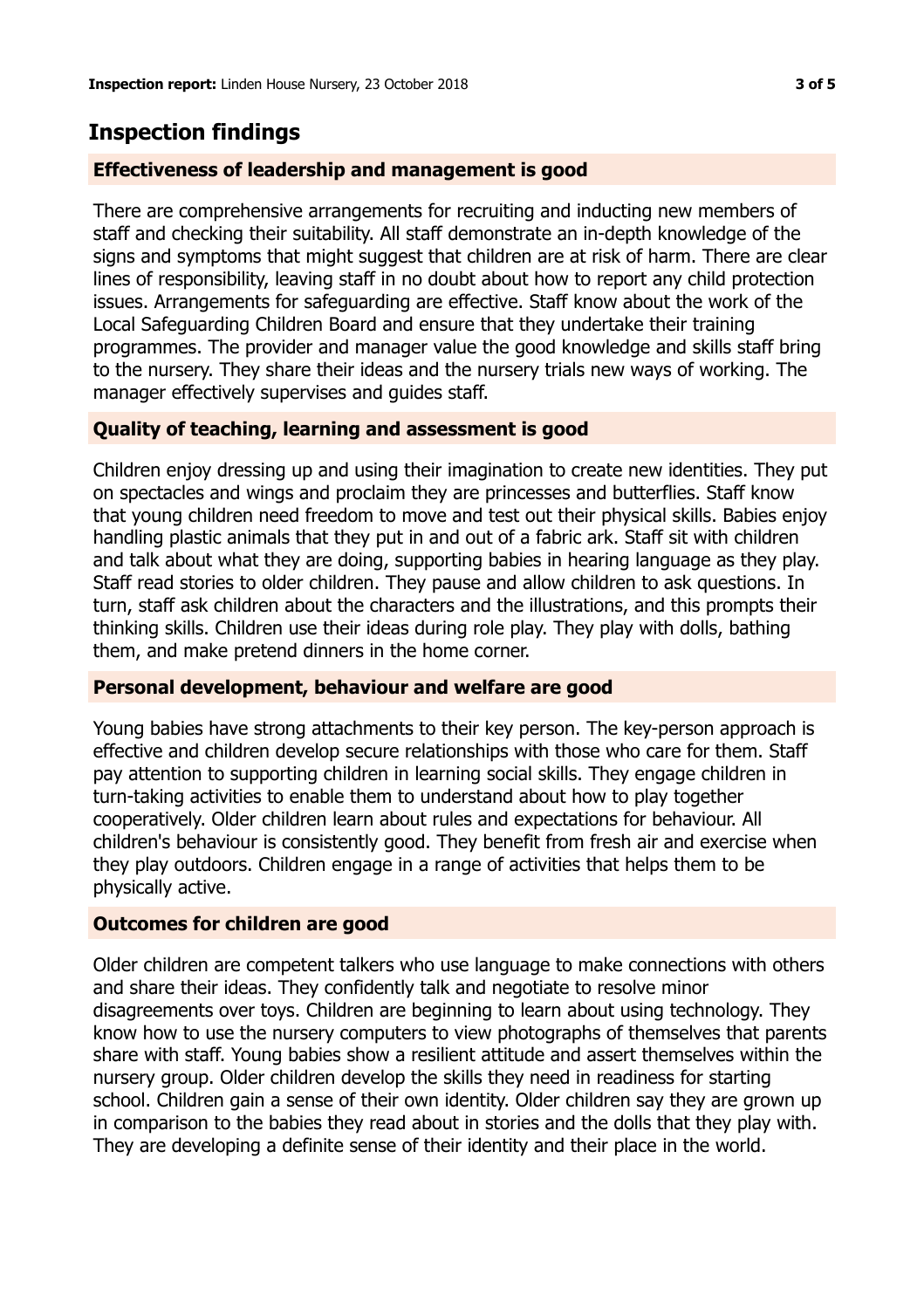## Inspection findings

### Effectiveness of leadership and management is good

There are comprehensive arrangements for recruiting and inducting new members of staff and checking their suitability. All staff demonstrate an in-depth knowledge of the signs and symptoms that might suggest that children are at risk of harm. There are clear lines of responsibility, leaving staff in no doubt about how to report any child protection issues. Arrangements for safeguarding are effective. Staff know about the work of the Local Safeguarding Children Board and ensure that they undertake their training programmes. The provider and manager value the good knowledge and skills staff bring to the nursery. They share their ideas and the nursery trials new ways of working. The manager effectively supervises and guides staff.

### Quality of teaching, learning and assessment is good

Children enjoy dressing up and using their imagination to create new identities. They put on spectacles and wings and proclaim they are princesses and butterflies. Staff know that young children need freedom to move and test out their physical skills. Babies enjoy handling plastic animals that they put in and out of a fabric ark. Staff sit with children and talk about what they are doing, supporting babies in hearing language as they play. Staff read stories to older children. They pause and allow children to ask questions. In turn, staff ask children about the characters and the illustrations, and this prompts their thinking skills. Children use their ideas during role play. They play with dolls, bathing them, and make pretend dinners in the home corner.

### Personal development, behaviour and welfare are good

Young babies have strong attachments to their key person. The key-person approach is effective and children develop secure relationships with those who care for them. Staff pay attention to supporting children in learning social skills. They engage children in turn-taking activities to enable them to understand about how to play together cooperatively. Older children learn about rules and expectations for behaviour. All children's behaviour is consistently good. They benefit from fresh air and exercise when they play outdoors. Children engage in a range of activities that helps them to be physically active.

### Outcomes for children are good

Older children are competent talkers who use language to make connections with others and share their ideas. They confidently talk and negotiate to resolve minor disagreements over toys. Children are beginning to learn about using technology. They know how to use the nursery computers to view photographs of themselves that parents share with staff. Young babies show a resilient attitude and assert themselves within the nursery group. Older children develop the skills they need in readiness for starting school. Children gain a sense of their own identity. Older children say they are grown up in comparison to the babies they read about in stories and the dolls that they play with. They are developing a definite sense of their identity and their place in the world.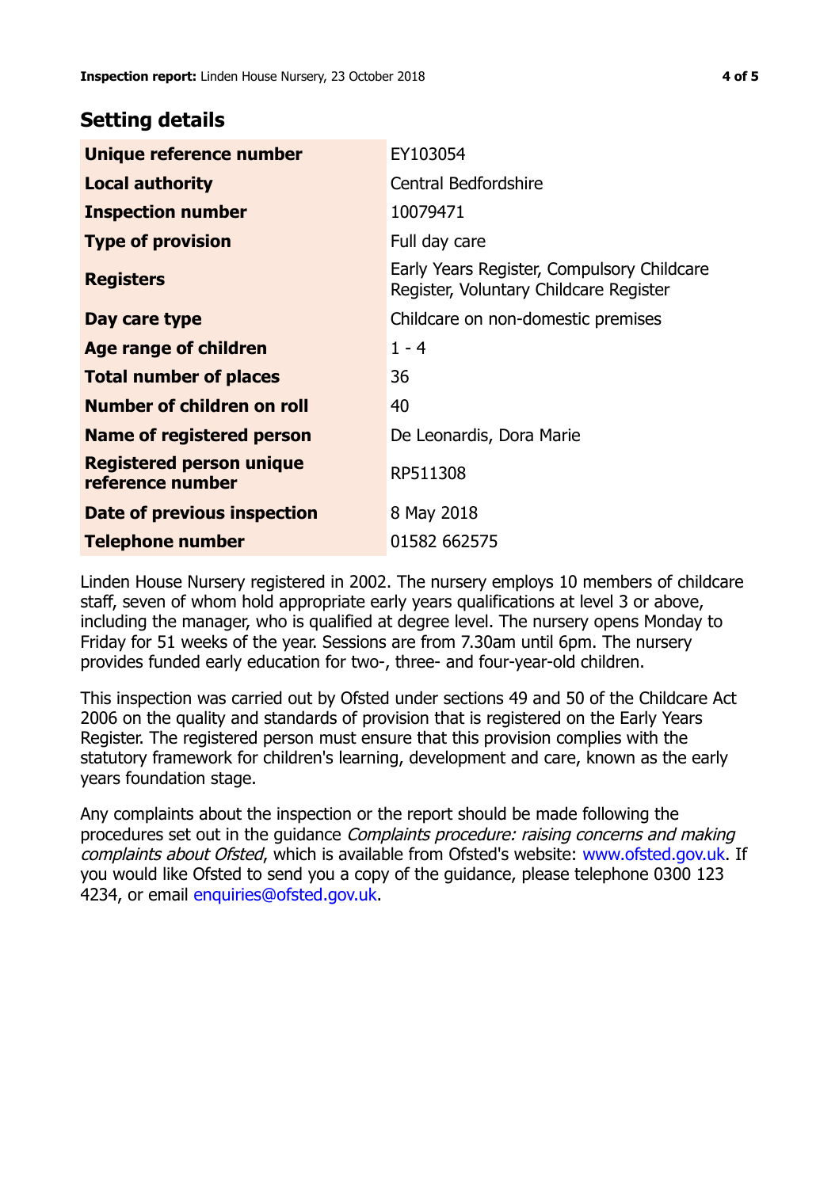## Setting details

| | |
|---|---|
| **Unique reference number** | EY103054 |
| **Local authority** | Central Bedfordshire |
| **Inspection number** | 10079471 |
| **Type of provision** | Full day care |
| **Registers** | Early Years Register, Compulsory Childcare Register, Voluntary Childcare Register |
| **Day care type** | Childcare on non-domestic premises |
| **Age range of children** | 1 - 4 |
| **Total number of places** | 36 |
| **Number of children on roll** | 40 |
| **Name of registered person** | De Leonardis, Dora Marie |
| **Registered person unique reference number** | RP511308 |
| **Date of previous inspection** | 8 May 2018 |
| **Telephone number** | 01582 662575 |

Linden House Nursery registered in 2002. The nursery employs 10 members of childcare staff, seven of whom hold appropriate early years qualifications at level 3 or above, including the manager, who is qualified at degree level. The nursery opens Monday to Friday for 51 weeks of the year. Sessions are from 7.30am until 6pm. The nursery provides funded early education for two-, three- and four-year-old children.

This inspection was carried out by Ofsted under sections 49 and 50 of the Childcare Act 2006 on the quality and standards of provision that is registered on the Early Years Register. The registered person must ensure that this provision complies with the statutory framework for children's learning, development and care, known as the early years foundation stage.

Any complaints about the inspection or the report should be made following the procedures set out in the guidance *Complaints procedure: raising concerns and making complaints about Ofsted*, which is available from Ofsted's website: www.ofsted.gov.uk. If you would like Ofsted to send you a copy of the guidance, please telephone 0300 123 4234, or email enquiries@ofsted.gov.uk.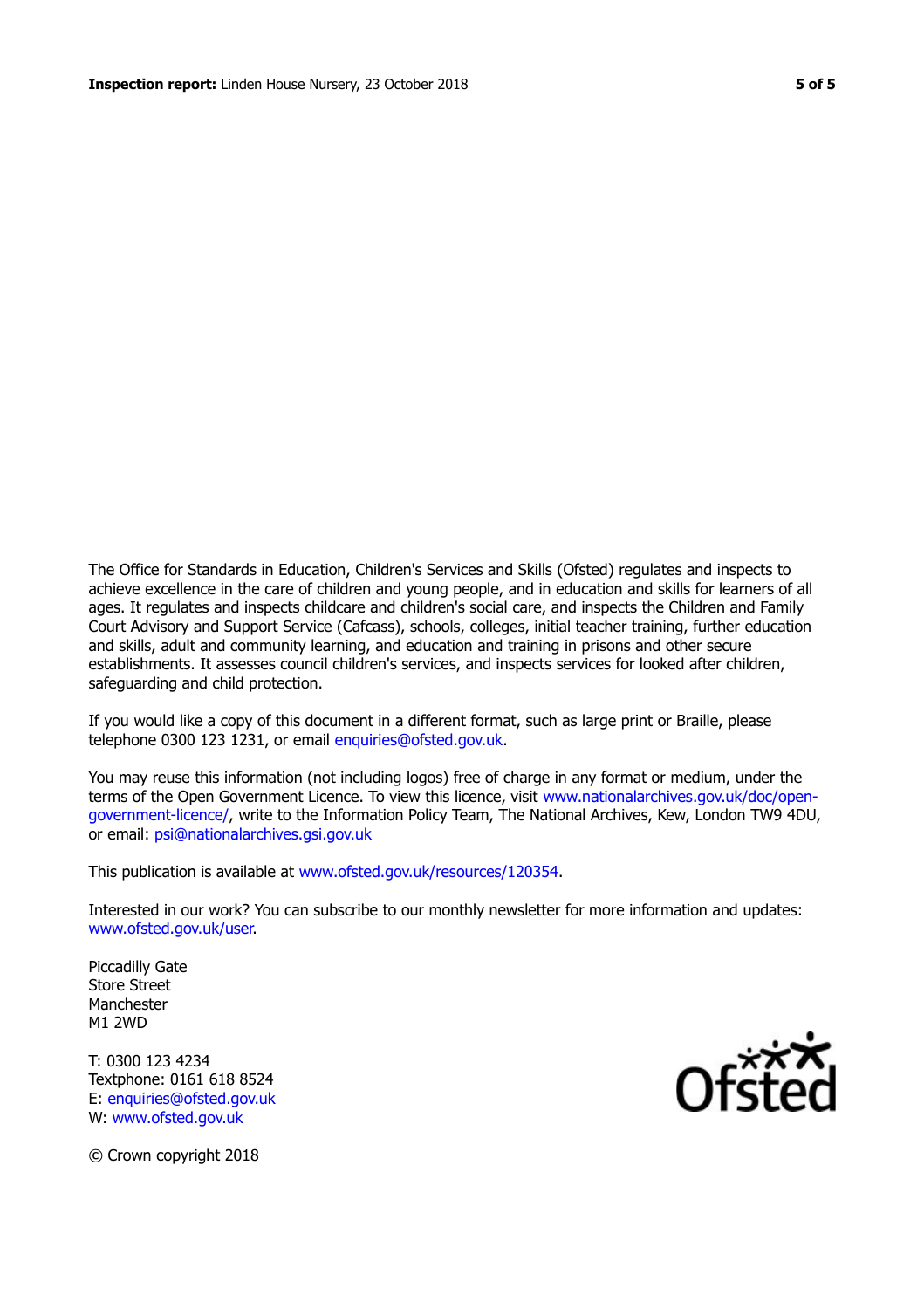The Office for Standards in Education, Children's Services and Skills (Ofsted) regulates and inspects to achieve excellence in the care of children and young people, and in education and skills for learners of all ages. It regulates and inspects childcare and children's social care, and inspects the Children and Family Court Advisory and Support Service (Cafcass), schools, colleges, initial teacher training, further education and skills, adult and community learning, and education and training in prisons and other secure establishments. It assesses council children's services, and inspects services for looked after children, safeguarding and child protection.

If you would like a copy of this document in a different format, such as large print or Braille, please telephone 0300 123 1231, or email enquiries@ofsted.gov.uk.

You may reuse this information (not including logos) free of charge in any format or medium, under the terms of the Open Government Licence. To view this licence, visit www.nationalarchives.gov.uk/doc/open-government-licence/, write to the Information Policy Team, The National Archives, Kew, London TW9 4DU, or email: psi@nationalarchives.gsi.gov.uk

This publication is available at www.ofsted.gov.uk/resources/120354.

Interested in our work? You can subscribe to our monthly newsletter for more information and updates: www.ofsted.gov.uk/user.

Piccadilly Gate
Store Street
Manchester
M1 2WD

T: 0300 123 4234
Textphone: 0161 618 8524
E: enquiries@ofsted.gov.uk
W: www.ofsted.gov.uk

© Crown copyright 2018